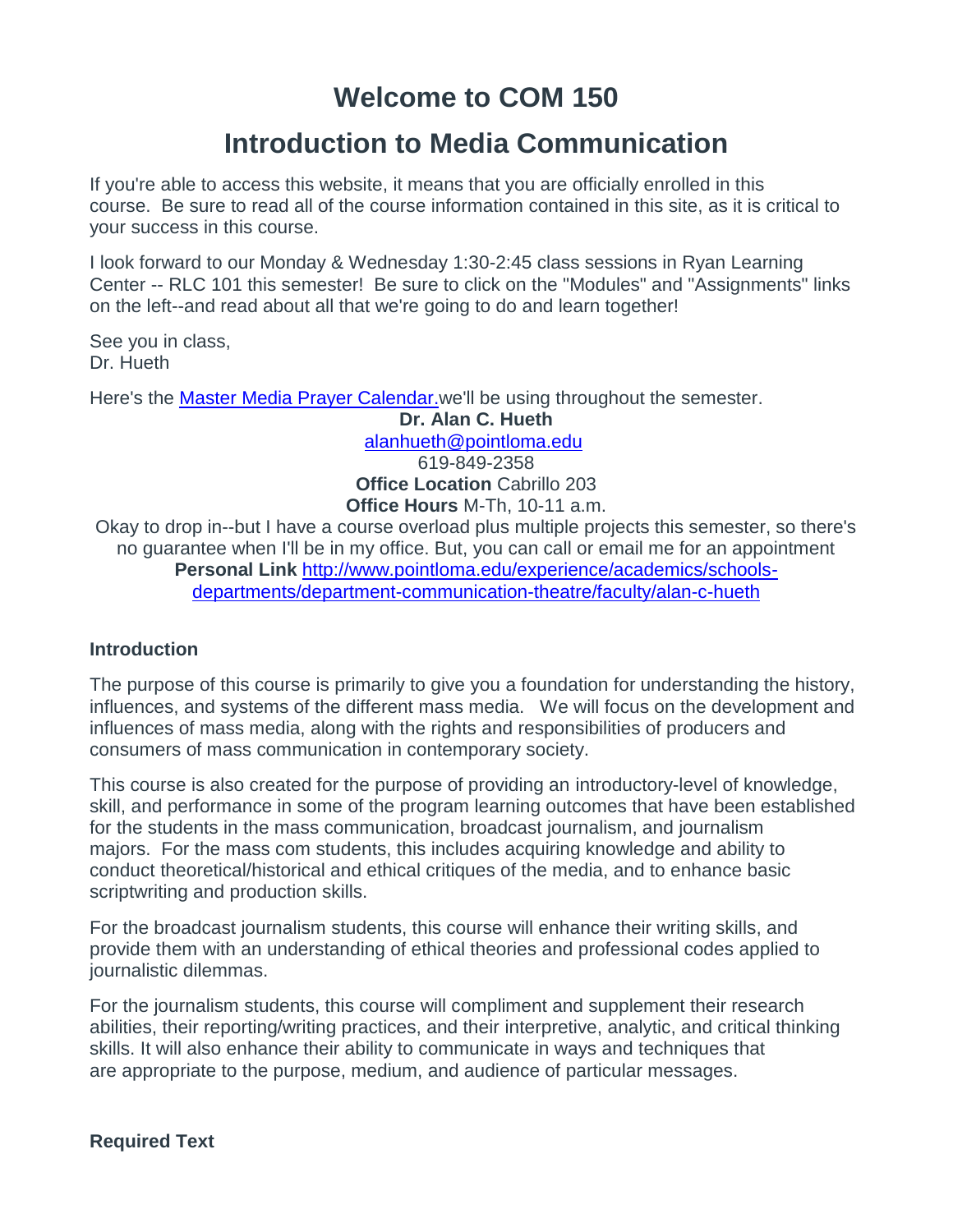# Welcome to COM 150

# Introduction to Media Communication

If you're able to access this website, it means that you are officially enrolled in this course. Be sure to read all of the course information contained in this site, as it is critical to your success in this course.

I look forward to our Monday & Wednesday 1:30-2:45 class sessions in Ryan Learning Center -- RLC 101 this semester! Be sure to click on the "Modules" and "Assignments" links on the left--and read about all that we're going to do and learn together!

See you in class,
Dr. Hueth

Here's the [Master Media Prayer Calendar.](#)we'll be using throughout the semester.

**Dr. Alan C. Hueth**
[alanhueth@pointloma.edu](mailto:alanhueth@pointloma.edu)
619-849-2358
**Office Location** Cabrillo 203
**Office Hours** M-Th, 10-11 a.m.
Okay to drop in--but I have a course overload plus multiple projects this semester, so there's no guarantee when I'll be in my office. But, you can call or email me for an appointment
**Personal Link** [http://www.pointloma.edu/experience/academics/schools-departments/department-communication-theatre/faculty/alan-c-hueth](http://www.pointloma.edu/experience/academics/schools-departments/department-communication-theatre/faculty/alan-c-hueth)

**Introduction**

The purpose of this course is primarily to give you a foundation for understanding the history, influences, and systems of the different mass media. We will focus on the development and influences of mass media, along with the rights and responsibilities of producers and consumers of mass communication in contemporary society.

This course is also created for the purpose of providing an introductory-level of knowledge, skill, and performance in some of the program learning outcomes that have been established for the students in the mass communication, broadcast journalism, and journalism majors. For the mass com students, this includes acquiring knowledge and ability to conduct theoretical/historical and ethical critiques of the media, and to enhance basic scriptwriting and production skills.

For the broadcast journalism students, this course will enhance their writing skills, and provide them with an understanding of ethical theories and professional codes applied to journalistic dilemmas.

For the journalism students, this course will compliment and supplement their research abilities, their reporting/writing practices, and their interpretive, analytic, and critical thinking skills. It will also enhance their ability to communicate in ways and techniques that are appropriate to the purpose, medium, and audience of particular messages.

**Required Text**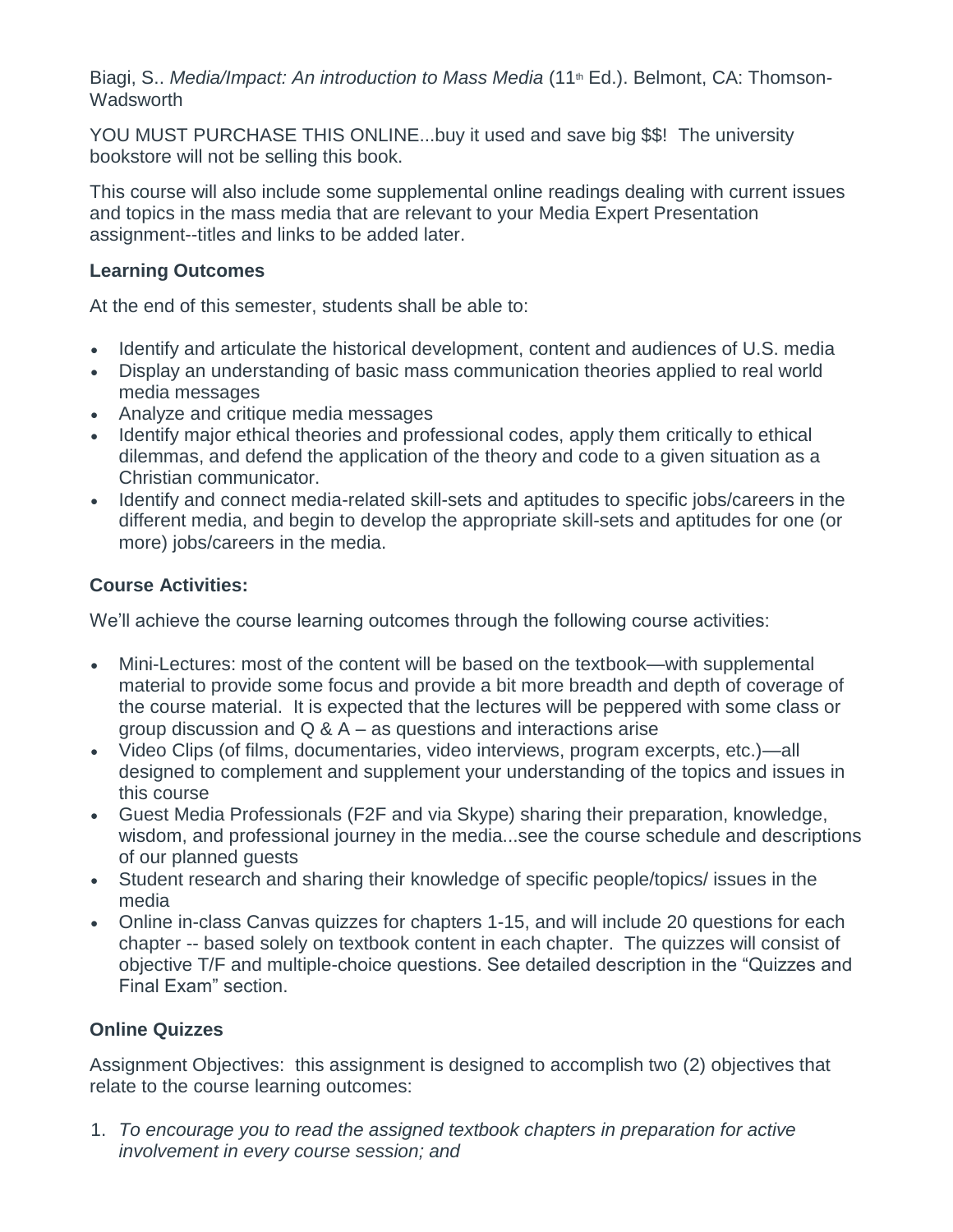Biagi, S.. *Media/Impact: An introduction to Mass Media* (11th Ed.). Belmont, CA: Thomson-Wadsworth

YOU MUST PURCHASE THIS ONLINE...buy it used and save big $$! The university bookstore will not be selling this book.

This course will also include some supplemental online readings dealing with current issues and topics in the mass media that are relevant to your Media Expert Presentation assignment--titles and links to be added later.

**Learning Outcomes**

At the end of this semester, students shall be able to:

- Identify and articulate the historical development, content and audiences of U.S. media
- Display an understanding of basic mass communication theories applied to real world media messages
- Analyze and critique media messages
- Identify major ethical theories and professional codes, apply them critically to ethical dilemmas, and defend the application of the theory and code to a given situation as a Christian communicator.
- Identify and connect media-related skill-sets and aptitudes to specific jobs/careers in the different media, and begin to develop the appropriate skill-sets and aptitudes for one (or more) jobs/careers in the media.

**Course Activities:**

We'll achieve the course learning outcomes through the following course activities:

- Mini-Lectures: most of the content will be based on the textbook—with supplemental material to provide some focus and provide a bit more breadth and depth of coverage of the course material. It is expected that the lectures will be peppered with some class or group discussion and Q & A – as questions and interactions arise
- Video Clips (of films, documentaries, video interviews, program excerpts, etc.)—all designed to complement and supplement your understanding of the topics and issues in this course
- Guest Media Professionals (F2F and via Skype) sharing their preparation, knowledge, wisdom, and professional journey in the media...see the course schedule and descriptions of our planned guests
- Student research and sharing their knowledge of specific people/topics/ issues in the media
- Online in-class Canvas quizzes for chapters 1-15, and will include 20 questions for each chapter -- based solely on textbook content in each chapter. The quizzes will consist of objective T/F and multiple-choice questions. See detailed description in the "Quizzes and Final Exam" section.

**Online Quizzes**

Assignment Objectives: this assignment is designed to accomplish two (2) objectives that relate to the course learning outcomes:

1. *To encourage you to read the assigned textbook chapters in preparation for active involvement in every course session; and*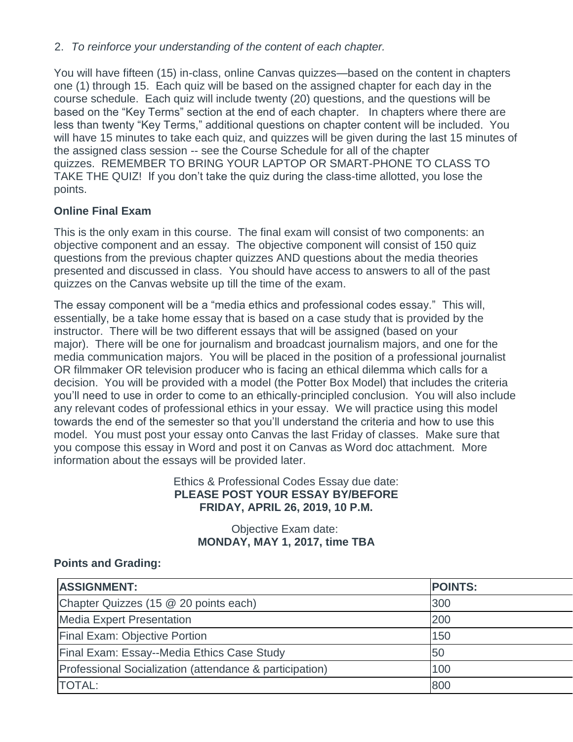2. *To reinforce your understanding of the content of each chapter.*

You will have fifteen (15) in-class, online Canvas quizzes—based on the content in chapters one (1) through 15. Each quiz will be based on the assigned chapter for each day in the course schedule. Each quiz will include twenty (20) questions, and the questions will be based on the "Key Terms" section at the end of each chapter. In chapters where there are less than twenty "Key Terms," additional questions on chapter content will be included. You will have 15 minutes to take each quiz, and quizzes will be given during the last 15 minutes of the assigned class session -- see the Course Schedule for all of the chapter quizzes. REMEMBER TO BRING YOUR LAPTOP OR SMART-PHONE TO CLASS TO TAKE THE QUIZ! If you don't take the quiz during the class-time allotted, you lose the points.

**Online Final Exam**

This is the only exam in this course. The final exam will consist of two components: an objective component and an essay. The objective component will consist of 150 quiz questions from the previous chapter quizzes AND questions about the media theories presented and discussed in class. You should have access to answers to all of the past quizzes on the Canvas website up till the time of the exam.

The essay component will be a "media ethics and professional codes essay." This will, essentially, be a take home essay that is based on a case study that is provided by the instructor. There will be two different essays that will be assigned (based on your major). There will be one for journalism and broadcast journalism majors, and one for the media communication majors. You will be placed in the position of a professional journalist OR filmmaker OR television producer who is facing an ethical dilemma which calls for a decision. You will be provided with a model (the Potter Box Model) that includes the criteria you'll need to use in order to come to an ethically-principled conclusion. You will also include any relevant codes of professional ethics in your essay. We will practice using this model towards the end of the semester so that you'll understand the criteria and how to use this model. You must post your essay onto Canvas the last Friday of classes. Make sure that you compose this essay in Word and post it on Canvas as Word doc attachment. More information about the essays will be provided later.

Ethics & Professional Codes Essay due date:
**PLEASE POST YOUR ESSAY BY/BEFORE FRIDAY, APRIL 26, 2019, 10 P.M.**

Objective Exam date:
**MONDAY, MAY 1, 2017, time TBA**

**Points and Grading:**

| ASSIGNMENT: | POINTS: |
|---|---|
| Chapter Quizzes (15 @ 20 points each) | 300 |
| Media Expert Presentation | 200 |
| Final Exam: Objective Portion | 150 |
| Final Exam: Essay--Media Ethics Case Study | 50 |
| Professional Socialization (attendance & participation) | 100 |
| TOTAL: | 800 |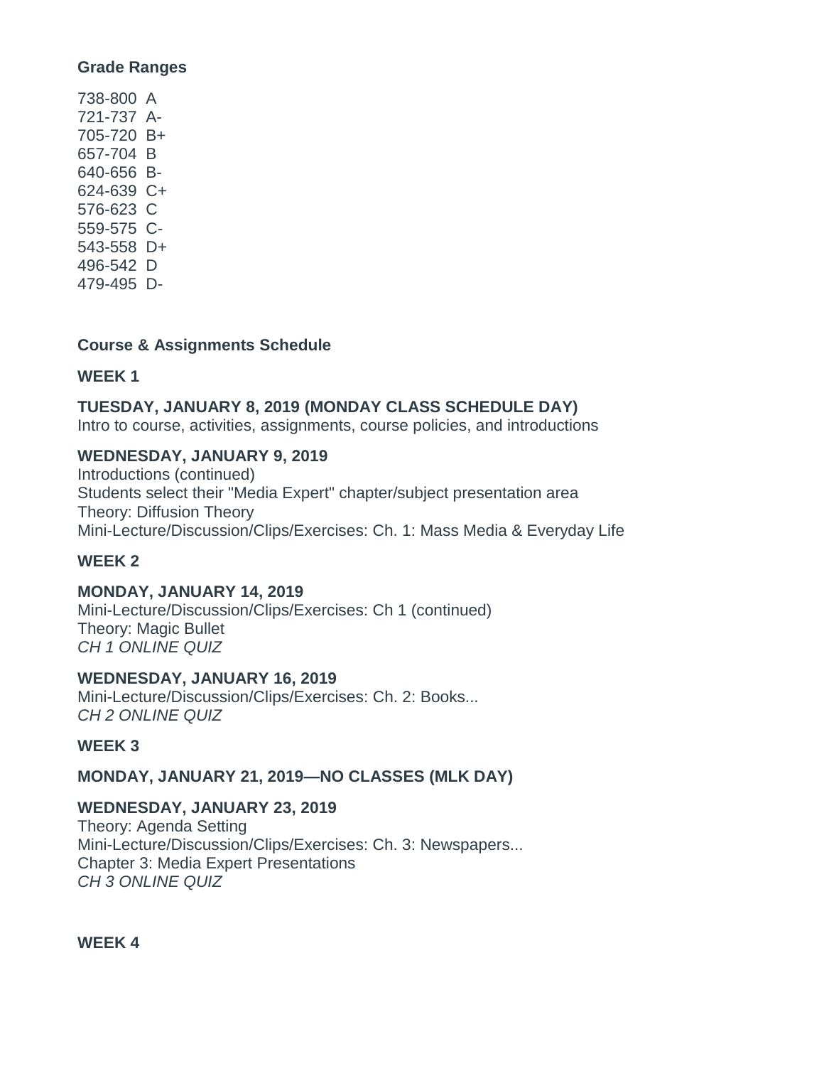### Grade Ranges

738-800 A
721-737 A-
705-720 B+
657-704 B
640-656 B-
624-639 C+
576-623 C
559-575 C-
543-558 D+
496-542 D
479-495 D-

### Course & Assignments Schedule

#### WEEK 1

**TUESDAY, JANUARY 8, 2019 (MONDAY CLASS SCHEDULE DAY)**
Intro to course, activities, assignments, course policies, and introductions

**WEDNESDAY, JANUARY 9, 2019**
Introductions (continued)
Students select their "Media Expert" chapter/subject presentation area
Theory: Diffusion Theory
Mini-Lecture/Discussion/Clips/Exercises: Ch. 1: Mass Media & Everyday Life

#### WEEK 2

**MONDAY, JANUARY 14, 2019**
Mini-Lecture/Discussion/Clips/Exercises: Ch 1 (continued)
Theory: Magic Bullet
*CH 1 ONLINE QUIZ*

**WEDNESDAY, JANUARY 16, 2019**
Mini-Lecture/Discussion/Clips/Exercises: Ch. 2: Books...
*CH 2 ONLINE QUIZ*

#### WEEK 3

**MONDAY, JANUARY 21, 2019—NO CLASSES (MLK DAY)**

**WEDNESDAY, JANUARY 23, 2019**
Theory: Agenda Setting
Mini-Lecture/Discussion/Clips/Exercises: Ch. 3: Newspapers...
Chapter 3: Media Expert Presentations
*CH 3 ONLINE QUIZ*

#### WEEK 4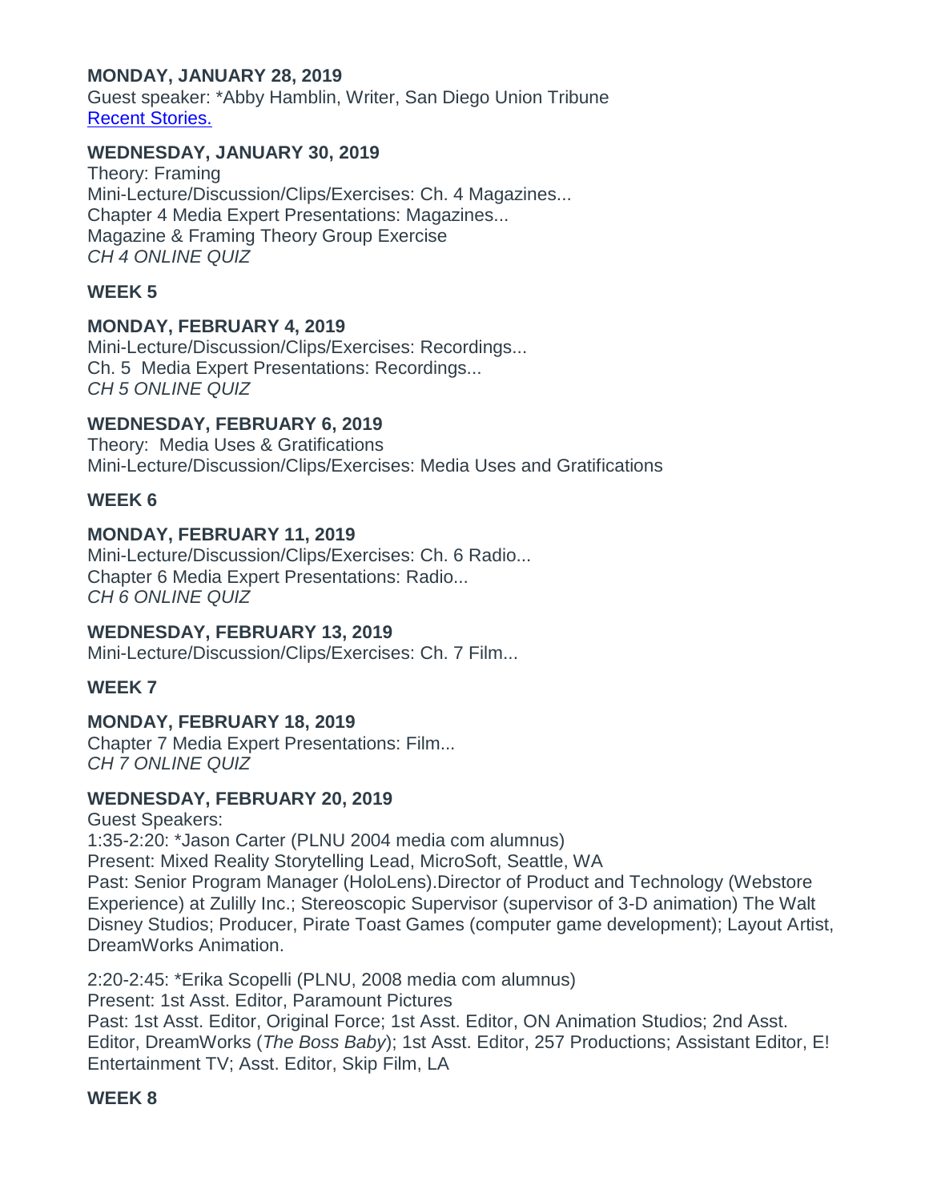**MONDAY, JANUARY 28, 2019**
Guest speaker: *Abby Hamblin, Writer, San Diego Union Tribune
[Recent Stories.]()

**WEDNESDAY, JANUARY 30, 2019**
Theory: Framing
Mini-Lecture/Discussion/Clips/Exercises: Ch. 4 Magazines...
Chapter 4 Media Expert Presentations: Magazines...
Magazine & Framing Theory Group Exercise
*CH 4 ONLINE QUIZ*

**WEEK 5**

**MONDAY, FEBRUARY 4, 2019**
Mini-Lecture/Discussion/Clips/Exercises: Recordings...
Ch. 5 Media Expert Presentations: Recordings...
*CH 5 ONLINE QUIZ*

**WEDNESDAY, FEBRUARY 6, 2019**
Theory: Media Uses & Gratifications
Mini-Lecture/Discussion/Clips/Exercises: Media Uses and Gratifications

**WEEK 6**

**MONDAY, FEBRUARY 11, 2019**
Mini-Lecture/Discussion/Clips/Exercises: Ch. 6 Radio...
Chapter 6 Media Expert Presentations: Radio...
*CH 6 ONLINE QUIZ*

**WEDNESDAY, FEBRUARY 13, 2019**
Mini-Lecture/Discussion/Clips/Exercises: Ch. 7 Film...

**WEEK 7**

**MONDAY, FEBRUARY 18, 2019**
Chapter 7 Media Expert Presentations: Film...
*CH 7 ONLINE QUIZ*

**WEDNESDAY, FEBRUARY 20, 2019**
Guest Speakers:
1:35-2:20: *Jason Carter (PLNU 2004 media com alumnus)
Present: Mixed Reality Storytelling Lead, MicroSoft, Seattle, WA
Past: Senior Program Manager (HoloLens).Director of Product and Technology (Webstore Experience) at Zulilly Inc.; Stereoscopic Supervisor (supervisor of 3-D animation) The Walt Disney Studios; Producer, Pirate Toast Games (computer game development); Layout Artist, DreamWorks Animation.

2:20-2:45: *Erika Scopelli (PLNU, 2008 media com alumnus)
Present: 1st Asst. Editor, Paramount Pictures
Past: 1st Asst. Editor, Original Force; 1st Asst. Editor, ON Animation Studios; 2nd Asst. Editor, DreamWorks (*The Boss Baby*); 1st Asst. Editor, 257 Productions; Assistant Editor, E! Entertainment TV; Asst. Editor, Skip Film, LA

**WEEK 8**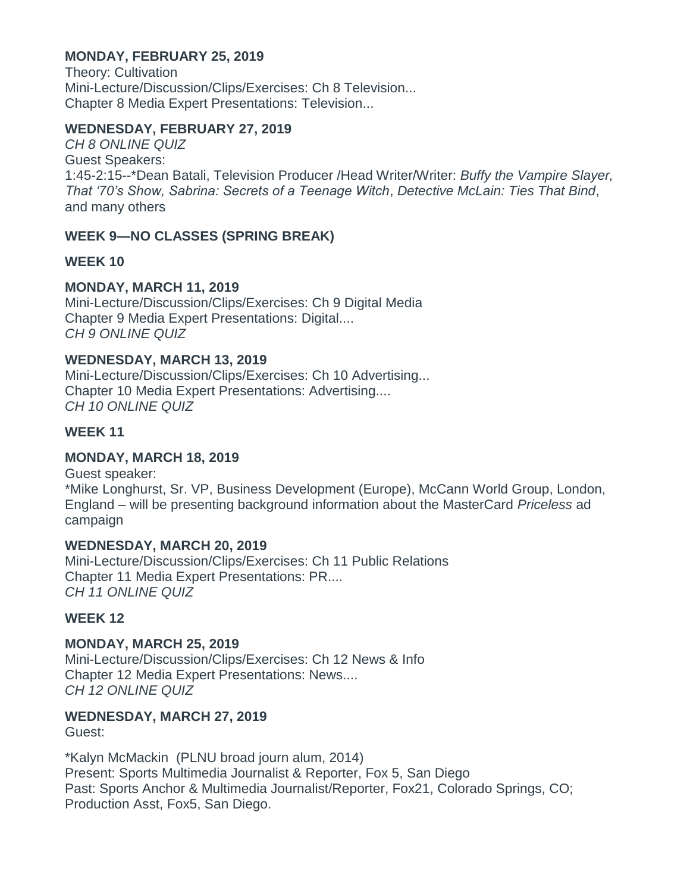**MONDAY, FEBRUARY 25, 2019**
Theory: Cultivation
Mini-Lecture/Discussion/Clips/Exercises: Ch 8 Television...
Chapter 8 Media Expert Presentations: Television...

**WEDNESDAY, FEBRUARY 27, 2019**
*CH 8 ONLINE QUIZ*
Guest Speakers:
1:45-2:15--*Dean Batali, Television Producer /Head Writer/Writer: *Buffy the Vampire Slayer, That '70's Show, Sabrina: Secrets of a Teenage Witch*, *Detective McLain: Ties That Bind*, and many others

**WEEK 9—NO CLASSES (SPRING BREAK)**

**WEEK 10**

**MONDAY, MARCH 11, 2019**
Mini-Lecture/Discussion/Clips/Exercises: Ch 9 Digital Media
Chapter 9 Media Expert Presentations: Digital....
*CH 9 ONLINE QUIZ*

**WEDNESDAY, MARCH 13, 2019**
Mini-Lecture/Discussion/Clips/Exercises: Ch 10 Advertising...
Chapter 10 Media Expert Presentations: Advertising....
*CH 10 ONLINE QUIZ*

**WEEK 11**

**MONDAY, MARCH 18, 2019**
Guest speaker:
*Mike Longhurst, Sr. VP, Business Development (Europe), McCann World Group, London, England – will be presenting background information about the MasterCard *Priceless* ad campaign

**WEDNESDAY, MARCH 20, 2019**
Mini-Lecture/Discussion/Clips/Exercises: Ch 11 Public Relations
Chapter 11 Media Expert Presentations: PR....
*CH 11 ONLINE QUIZ*

**WEEK 12**

**MONDAY, MARCH 25, 2019**
Mini-Lecture/Discussion/Clips/Exercises: Ch 12 News & Info
Chapter 12 Media Expert Presentations: News....
*CH 12 ONLINE QUIZ*

**WEDNESDAY, MARCH 27, 2019**
Guest:

*Kalyn McMackin (PLNU broad journ alum, 2014)
Present: Sports Multimedia Journalist & Reporter, Fox 5, San Diego
Past: Sports Anchor & Multimedia Journalist/Reporter, Fox21, Colorado Springs, CO; Production Asst, Fox5, San Diego.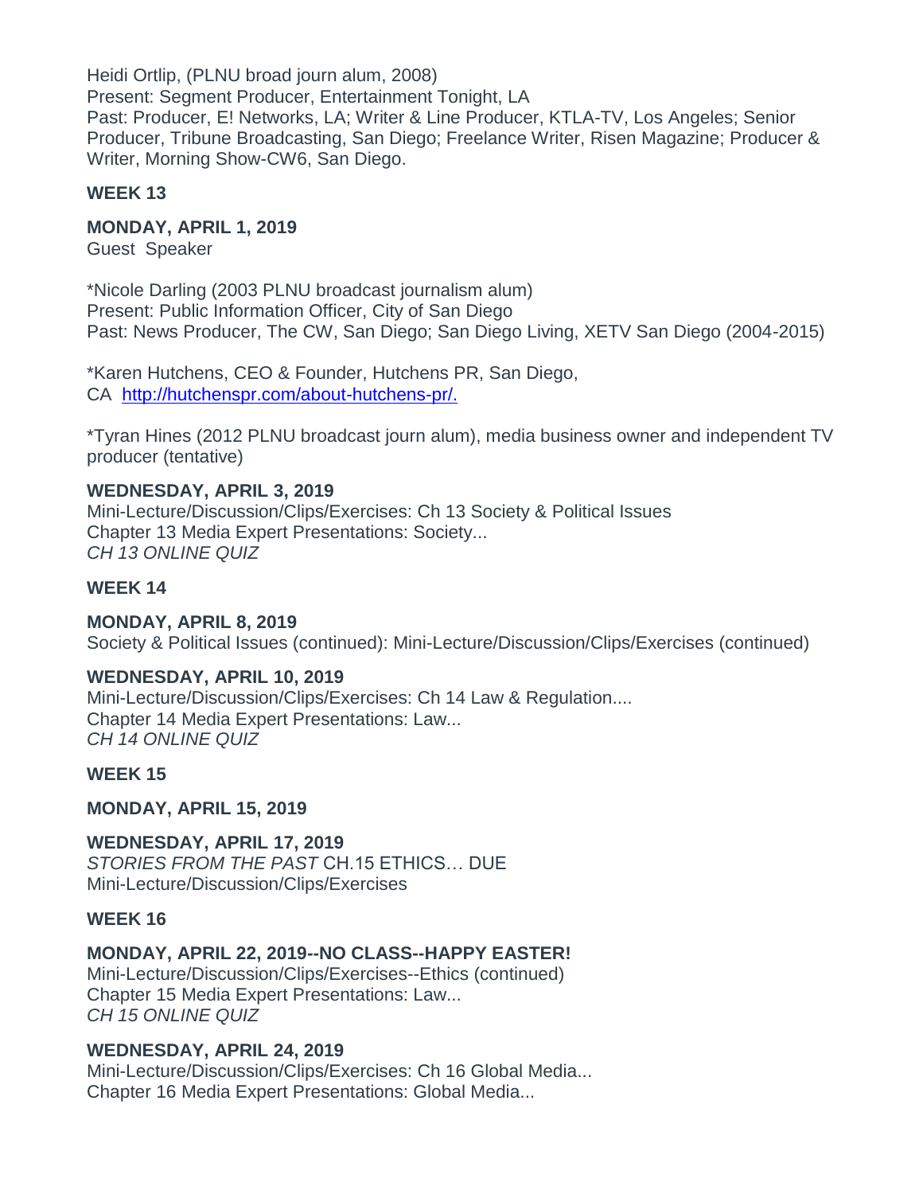Heidi Ortlip, (PLNU broad journ alum, 2008)
Present: Segment Producer, Entertainment Tonight, LA
Past: Producer, E! Networks, LA; Writer & Line Producer, KTLA-TV, Los Angeles; Senior Producer, Tribune Broadcasting, San Diego; Freelance Writer, Risen Magazine; Producer & Writer, Morning Show-CW6, San Diego.

**WEEK 13**

**MONDAY, APRIL 1, 2019**
Guest Speaker

*Nicole Darling (2003 PLNU broadcast journalism alum)
Present: Public Information Officer, City of San Diego
Past: News Producer, The CW, San Diego; San Diego Living, XETV San Diego (2004-2015)

*Karen Hutchens, CEO & Founder, Hutchens PR, San Diego, CA [http://hutchenspr.com/about-hutchens-pr/.](http://hutchenspr.com/about-hutchens-pr/)

*Tyran Hines (2012 PLNU broadcast journ alum), media business owner and independent TV producer (tentative)

**WEDNESDAY, APRIL 3, 2019**
Mini-Lecture/Discussion/Clips/Exercises: Ch 13 Society & Political Issues
Chapter 13 Media Expert Presentations: Society...
*CH 13 ONLINE QUIZ*

**WEEK 14**

**MONDAY, APRIL 8, 2019**
Society & Political Issues (continued): Mini-Lecture/Discussion/Clips/Exercises (continued)

**WEDNESDAY, APRIL 10, 2019**
Mini-Lecture/Discussion/Clips/Exercises: Ch 14 Law & Regulation....
Chapter 14 Media Expert Presentations: Law...
*CH 14 ONLINE QUIZ*

**WEEK 15**

**MONDAY, APRIL 15, 2019**

**WEDNESDAY, APRIL 17, 2019**
*STORIES FROM THE PAST* CH.15 ETHICS… DUE
Mini-Lecture/Discussion/Clips/Exercises

**WEEK 16**

**MONDAY, APRIL 22, 2019--NO CLASS--HAPPY EASTER!**
Mini-Lecture/Discussion/Clips/Exercises--Ethics (continued)
Chapter 15 Media Expert Presentations: Law...
*CH 15 ONLINE QUIZ*

**WEDNESDAY, APRIL 24, 2019**
Mini-Lecture/Discussion/Clips/Exercises: Ch 16 Global Media...
Chapter 16 Media Expert Presentations: Global Media...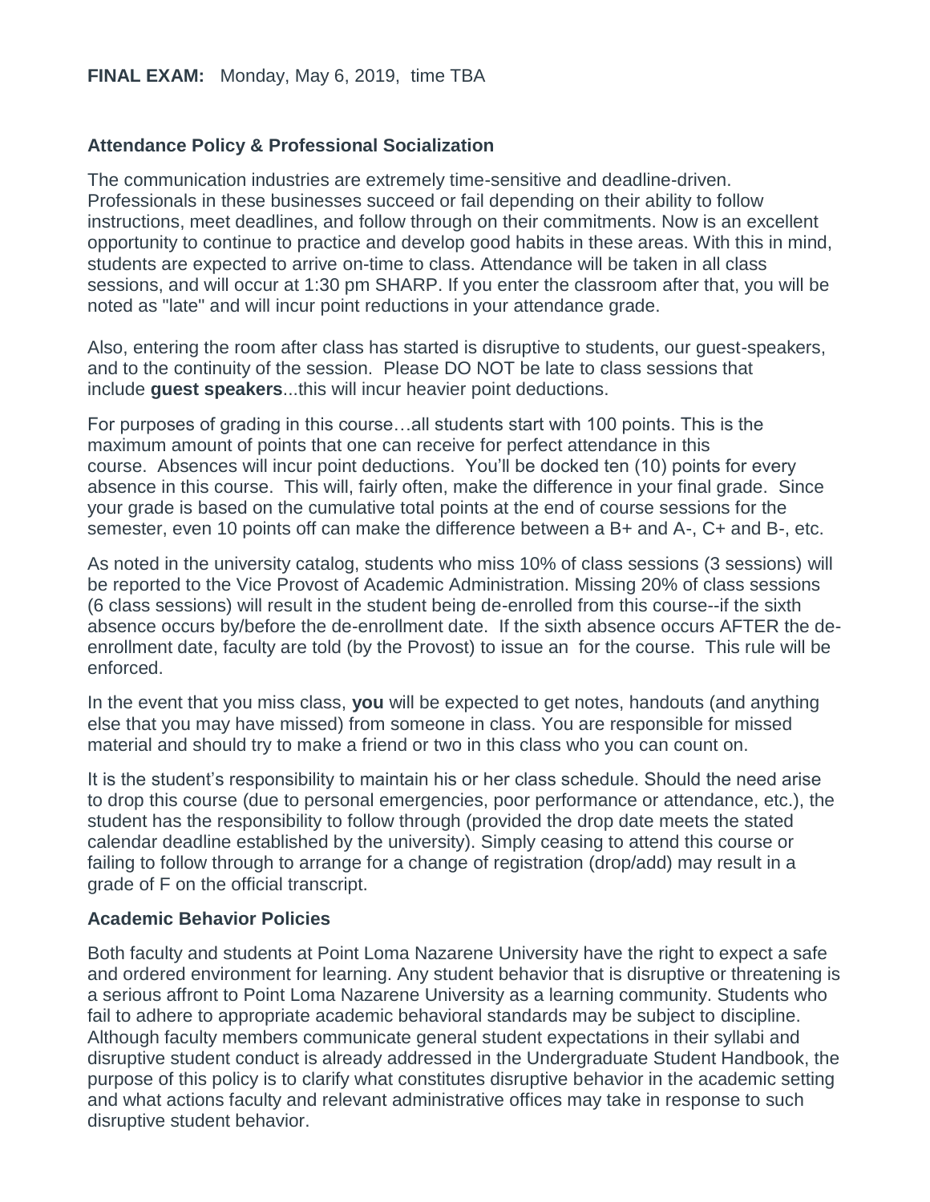**FINAL EXAM:** Monday, May 6, 2019, time TBA

### Attendance Policy & Professional Socialization

The communication industries are extremely time-sensitive and deadline-driven. Professionals in these businesses succeed or fail depending on their ability to follow instructions, meet deadlines, and follow through on their commitments. Now is an excellent opportunity to continue to practice and develop good habits in these areas. With this in mind, students are expected to arrive on-time to class. Attendance will be taken in all class sessions, and will occur at 1:30 pm SHARP. If you enter the classroom after that, you will be noted as "late" and will incur point reductions in your attendance grade.

Also, entering the room after class has started is disruptive to students, our guest-speakers, and to the continuity of the session. Please DO NOT be late to class sessions that include **guest speakers**...this will incur heavier point deductions.

For purposes of grading in this course…all students start with 100 points. This is the maximum amount of points that one can receive for perfect attendance in this course. Absences will incur point deductions. You'll be docked ten (10) points for every absence in this course. This will, fairly often, make the difference in your final grade. Since your grade is based on the cumulative total points at the end of course sessions for the semester, even 10 points off can make the difference between a B+ and A-, C+ and B-, etc.

As noted in the university catalog, students who miss 10% of class sessions (3 sessions) will be reported to the Vice Provost of Academic Administration. Missing 20% of class sessions (6 class sessions) will result in the student being de-enrolled from this course--if the sixth absence occurs by/before the de-enrollment date. If the sixth absence occurs AFTER the de-enrollment date, faculty are told (by the Provost) to issue an for the course. This rule will be enforced.

In the event that you miss class, **you** will be expected to get notes, handouts (and anything else that you may have missed) from someone in class. You are responsible for missed material and should try to make a friend or two in this class who you can count on.

It is the student's responsibility to maintain his or her class schedule. Should the need arise to drop this course (due to personal emergencies, poor performance or attendance, etc.), the student has the responsibility to follow through (provided the drop date meets the stated calendar deadline established by the university). Simply ceasing to attend this course or failing to follow through to arrange for a change of registration (drop/add) may result in a grade of F on the official transcript.

### Academic Behavior Policies

Both faculty and students at Point Loma Nazarene University have the right to expect a safe and ordered environment for learning. Any student behavior that is disruptive or threatening is a serious affront to Point Loma Nazarene University as a learning community. Students who fail to adhere to appropriate academic behavioral standards may be subject to discipline. Although faculty members communicate general student expectations in their syllabi and disruptive student conduct is already addressed in the Undergraduate Student Handbook, the purpose of this policy is to clarify what constitutes disruptive behavior in the academic setting and what actions faculty and relevant administrative offices may take in response to such disruptive student behavior.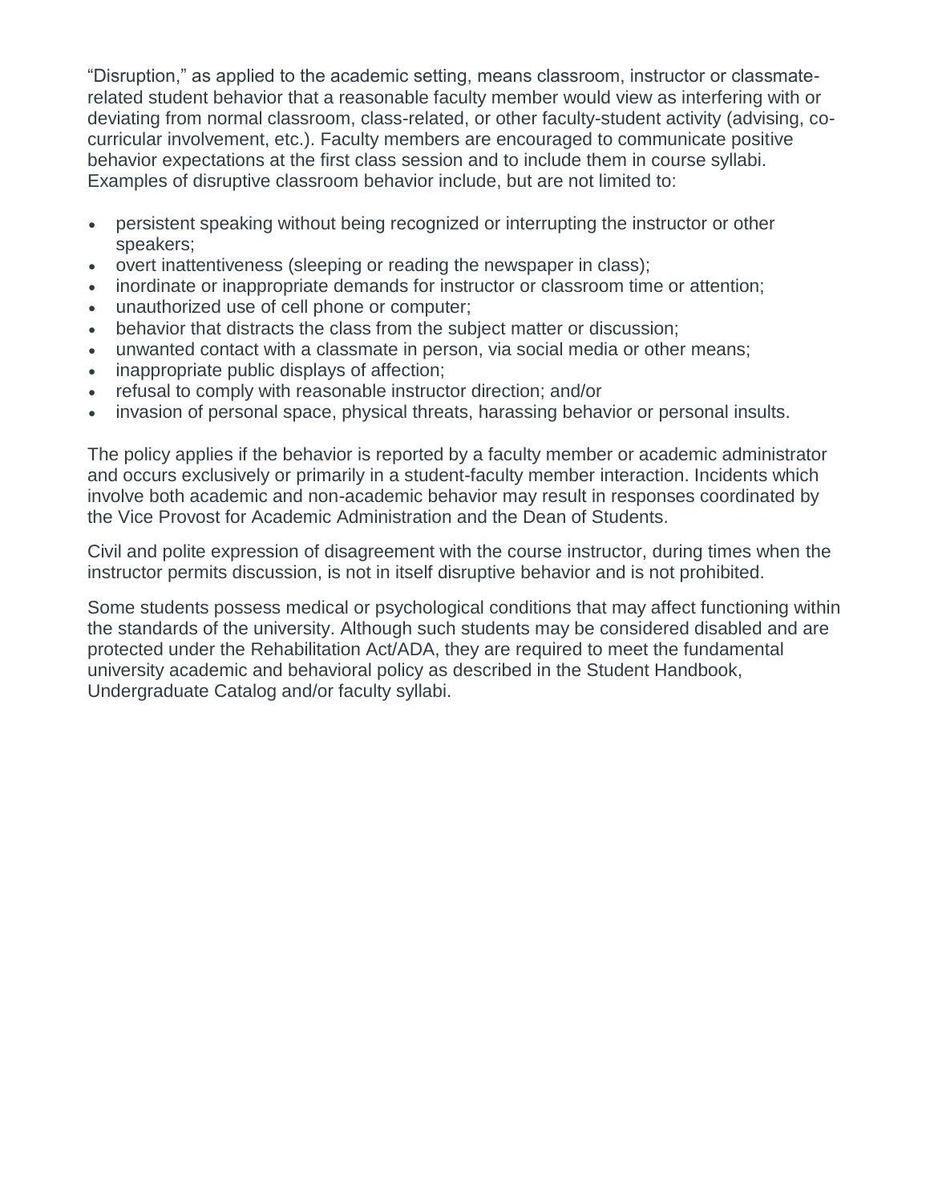"Disruption," as applied to the academic setting, means classroom, instructor or classmate-related student behavior that a reasonable faculty member would view as interfering with or deviating from normal classroom, class-related, or other faculty-student activity (advising, co-curricular involvement, etc.). Faculty members are encouraged to communicate positive behavior expectations at the first class session and to include them in course syllabi. Examples of disruptive classroom behavior include, but are not limited to:

- persistent speaking without being recognized or interrupting the instructor or other speakers;
- overt inattentiveness (sleeping or reading the newspaper in class);
- inordinate or inappropriate demands for instructor or classroom time or attention;
- unauthorized use of cell phone or computer;
- behavior that distracts the class from the subject matter or discussion;
- unwanted contact with a classmate in person, via social media or other means;
- inappropriate public displays of affection;
- refusal to comply with reasonable instructor direction; and/or
- invasion of personal space, physical threats, harassing behavior or personal insults.

The policy applies if the behavior is reported by a faculty member or academic administrator and occurs exclusively or primarily in a student-faculty member interaction. Incidents which involve both academic and non-academic behavior may result in responses coordinated by the Vice Provost for Academic Administration and the Dean of Students.

Civil and polite expression of disagreement with the course instructor, during times when the instructor permits discussion, is not in itself disruptive behavior and is not prohibited.

Some students possess medical or psychological conditions that may affect functioning within the standards of the university. Although such students may be considered disabled and are protected under the Rehabilitation Act/ADA, they are required to meet the fundamental university academic and behavioral policy as described in the Student Handbook, Undergraduate Catalog and/or faculty syllabi.